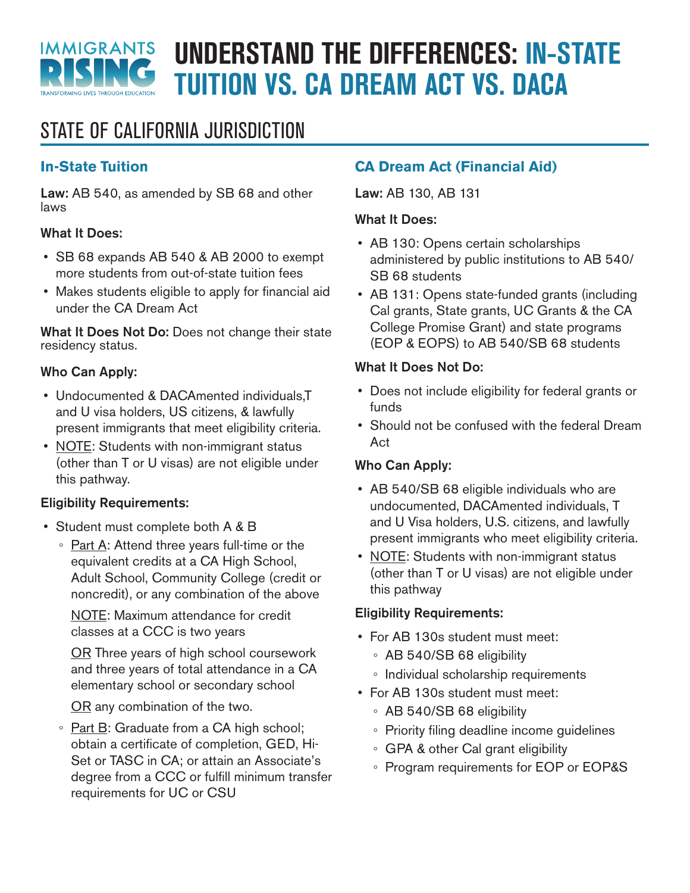IMMIGRANTS RISING
TRANSFORMING LIVES THROUGH EDUCATION

# UNDERSTAND THE DIFFERENCES: IN-STATE TUITION VS. CA DREAM ACT VS. DACA

## STATE OF CALIFORNIA JURISDICTION

### In-State Tuition

**Law:** AB 540, as amended by SB 68 and other laws

**What It Does:**

- SB 68 expands AB 540 & AB 2000 to exempt more students from out-of-state tuition fees
- Makes students eligible to apply for financial aid under the CA Dream Act

**What It Does Not Do:** Does not change their state residency status.

**Who Can Apply:**

- Undocumented & DACAmented individuals,T and U visa holders, US citizens, & lawfully present immigrants that meet eligibility criteria.
- NOTE: Students with non-immigrant status (other than T or U visas) are not eligible under this pathway.

**Eligibility Requirements:**

- Student must complete both A & B
  - Part A: Attend three years full-time or the equivalent credits at a CA High School, Adult School, Community College (credit or noncredit), or any combination of the above

    NOTE: Maximum attendance for credit classes at a CCC is two years

    OR Three years of high school coursework and three years of total attendance in a CA elementary school or secondary school

    OR any combination of the two.
  - Part B: Graduate from a CA high school; obtain a certificate of completion, GED, Hi-Set or TASC in CA; or attain an Associate's degree from a CCC or fulfill minimum transfer requirements for UC or CSU

### CA Dream Act (Financial Aid)

**Law:** AB 130, AB 131

**What It Does:**

- AB 130: Opens certain scholarships administered by public institutions to AB 540/ SB 68 students
- AB 131: Opens state-funded grants (including Cal grants, State grants, UC Grants & the CA College Promise Grant) and state programs (EOP & EOPS) to AB 540/SB 68 students

**What It Does Not Do:**

- Does not include eligibility for federal grants or funds
- Should not be confused with the federal Dream Act

**Who Can Apply:**

- AB 540/SB 68 eligible individuals who are undocumented, DACAmented individuals, T and U Visa holders, U.S. citizens, and lawfully present immigrants who meet eligibility criteria.
- NOTE: Students with non-immigrant status (other than T or U visas) are not eligible under this pathway

**Eligibility Requirements:**

- For AB 130s student must meet:
  - AB 540/SB 68 eligibility
  - Individual scholarship requirements
- For AB 130s student must meet:
  - AB 540/SB 68 eligibility
  - Priority filing deadline income guidelines
  - GPA & other Cal grant eligibility
  - Program requirements for EOP or EOP&S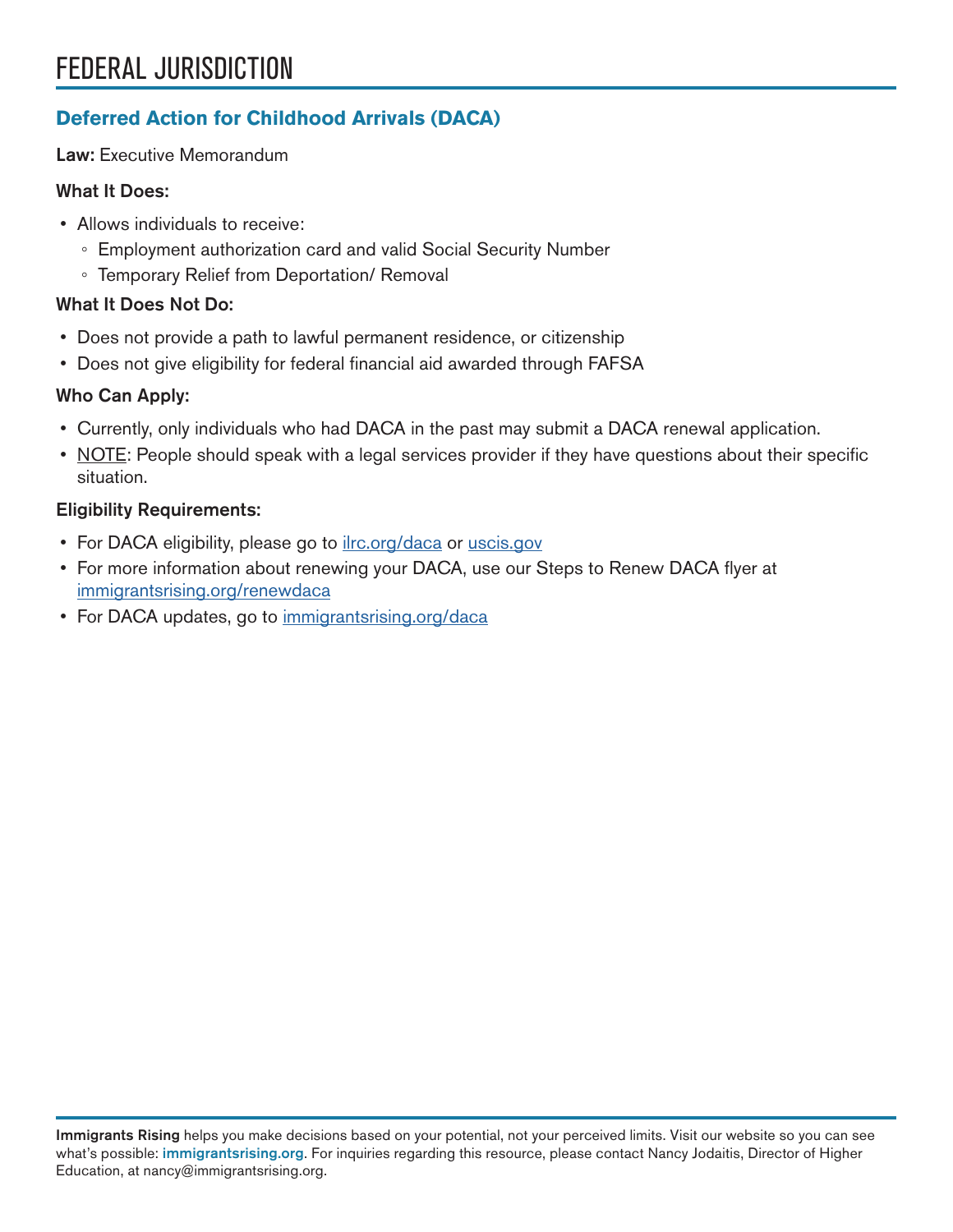# FEDERAL JURISDICTION

## Deferred Action for Childhood Arrivals (DACA)

**Law:** Executive Memorandum

**What It Does:**

- Allows individuals to receive:
  - Employment authorization card and valid Social Security Number
  - Temporary Relief from Deportation/ Removal

**What It Does Not Do:**

- Does not provide a path to lawful permanent residence, or citizenship
- Does not give eligibility for federal financial aid awarded through FAFSA

**Who Can Apply:**

- Currently, only individuals who had DACA in the past may submit a DACA renewal application.
- NOTE: People should speak with a legal services provider if they have questions about their specific situation.

**Eligibility Requirements:**

- For DACA eligibility, please go to [ilrc.org/daca](ilrc.org/daca) or [uscis.gov](uscis.gov)
- For more information about renewing your DACA, use our Steps to Renew DACA flyer at [immigrantsrising.org/renewdaca](immigrantsrising.org/renewdaca)
- For DACA updates, go to [immigrantsrising.org/daca](immigrantsrising.org/daca)

**Immigrants Rising** helps you make decisions based on your potential, not your perceived limits. Visit our website so you can see what's possible: **immigrantsrising.org**. For inquiries regarding this resource, please contact Nancy Jodaitis, Director of Higher Education, at nancy@immigrantsrising.org.